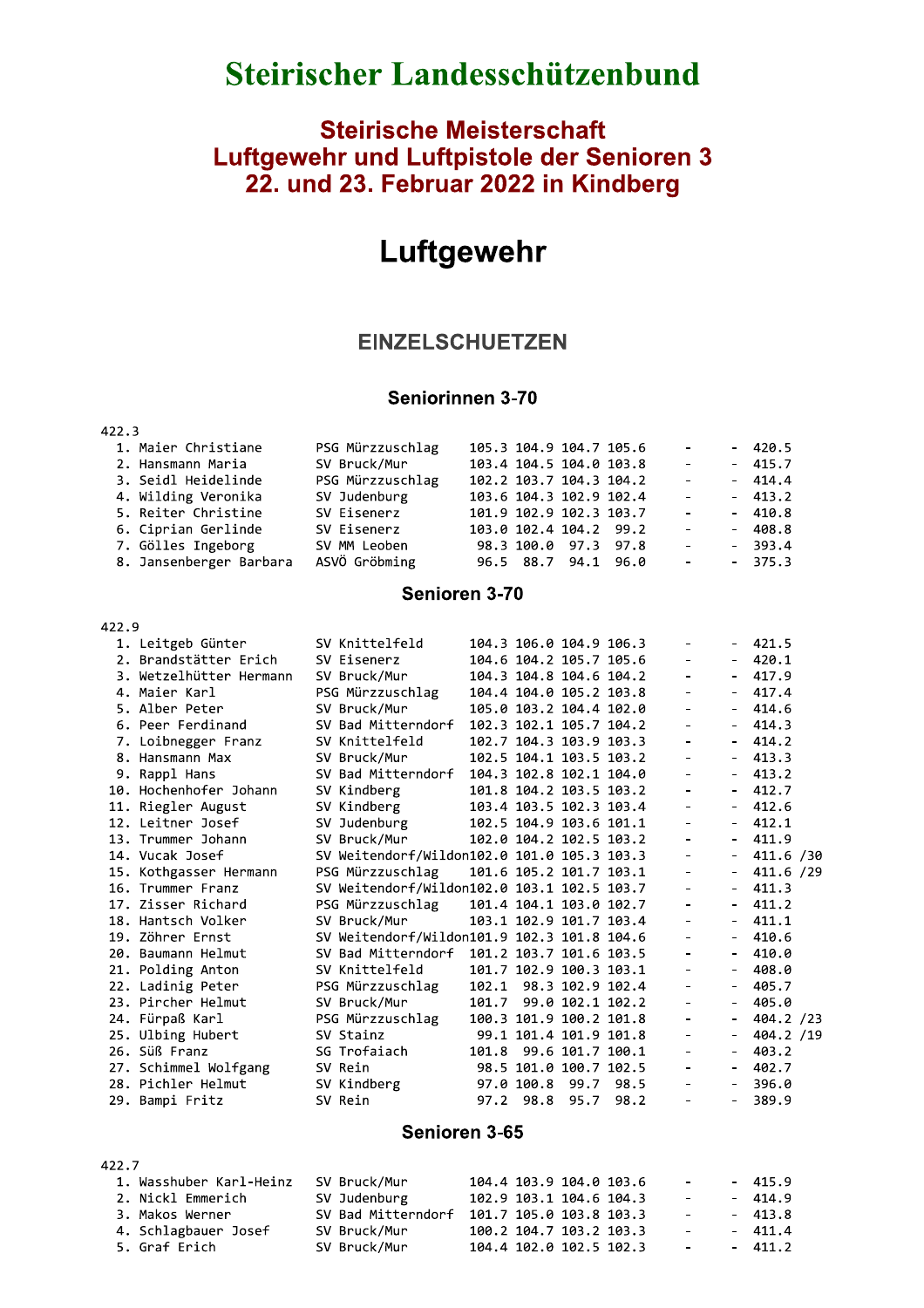# Steirischer Landesschützenbund

## Steirische Meisterschaft
## Luftgewehr und Luftpistole der Senioren 3
## 22. und 23. Februar 2022 in Kindberg

# Luftgewehr

## EINZELSCHUETZEN

### Seniorinnen 3-70

422.3

| | | | | | | | | | | |
|---|---|---|---|---|---|---|---|---|---|---|
| 1. | Maier Christiane | PSG Mürzzuschlag | 105.3 | 104.9 | 104.7 | 105.6 | - | - | 420.5 | |
| 2. | Hansmann Maria | SV Bruck/Mur | 103.4 | 104.5 | 104.0 | 103.8 | - | - | 415.7 | |
| 3. | Seidl Heidelinde | PSG Mürzzuschlag | 102.2 | 103.7 | 104.3 | 104.2 | - | - | 414.4 | |
| 4. | Wilding Veronika | SV Judenburg | 103.6 | 104.3 | 102.9 | 102.4 | - | - | 413.2 | |
| 5. | Reiter Christine | SV Eisenerz | 101.9 | 102.9 | 102.3 | 103.7 | - | - | 410.8 | |
| 6. | Ciprian Gerlinde | SV Eisenerz | 103.0 | 102.4 | 104.2 | 99.2 | - | - | 408.8 | |
| 7. | Gölles Ingeborg | SV MM Leoben | 98.3 | 100.0 | 97.3 | 97.8 | - | - | 393.4 | |
| 8. | Jansenberger Barbara | ASVÖ Gröbming | 96.5 | 88.7 | 94.1 | 96.0 | - | - | 375.3 | |

### Senioren 3-70

422.9

| | | | | | | | | | | |
|---|---|---|---|---|---|---|---|---|---|---|
| 1. | Leitgeb Günter | SV Knittelfeld | 104.3 | 106.0 | 104.9 | 106.3 | - | - | 421.5 | |
| 2. | Brandstätter Erich | SV Eisenerz | 104.6 | 104.2 | 105.7 | 105.6 | - | - | 420.1 | |
| 3. | Wetzelhütter Hermann | SV Bruck/Mur | 104.3 | 104.8 | 104.6 | 104.2 | - | - | 417.9 | |
| 4. | Maier Karl | PSG Mürzzuschlag | 104.4 | 104.0 | 105.2 | 103.8 | - | - | 417.4 | |
| 5. | Alber Peter | SV Bruck/Mur | 105.0 | 103.2 | 104.4 | 102.0 | - | - | 414.6 | |
| 6. | Peer Ferdinand | SV Bad Mitterndorf | 102.3 | 102.1 | 105.7 | 104.2 | - | - | 414.3 | |
| 7. | Loibnegger Franz | SV Knittelfeld | 102.7 | 104.3 | 103.9 | 103.3 | - | - | 414.2 | |
| 8. | Hansmann Max | SV Bruck/Mur | 102.5 | 104.1 | 103.5 | 103.2 | - | - | 413.3 | |
| 9. | Rappl Hans | SV Bad Mitterndorf | 104.3 | 102.8 | 102.1 | 104.0 | - | - | 413.2 | |
| 10. | Hochenhofer Johann | SV Kindberg | 101.8 | 104.2 | 103.5 | 103.2 | - | - | 412.7 | |
| 11. | Riegler August | SV Kindberg | 103.4 | 103.5 | 102.3 | 103.4 | - | - | 412.6 | |
| 12. | Leitner Josef | SV Judenburg | 102.5 | 104.9 | 103.6 | 101.1 | - | - | 412.1 | |
| 13. | Trummer Johann | SV Bruck/Mur | 102.0 | 104.2 | 102.5 | 103.2 | - | - | 411.9 | |
| 14. | Vucak Josef | SV Weitendorf/Wildon | 102.0 | 101.0 | 105.3 | 103.3 | - | - | 411.6 | /30 |
| 15. | Kothgasser Hermann | PSG Mürzzuschlag | 101.6 | 105.2 | 101.7 | 103.1 | - | - | 411.6 | /29 |
| 16. | Trummer Franz | SV Weitendorf/Wildon | 102.0 | 103.1 | 102.5 | 103.7 | - | - | 411.3 | |
| 17. | Zisser Richard | PSG Mürzzuschlag | 101.4 | 104.1 | 103.0 | 102.7 | - | - | 411.2 | |
| 18. | Hantsch Volker | SV Bruck/Mur | 103.1 | 102.9 | 101.7 | 103.4 | - | - | 411.1 | |
| 19. | Zöhrer Ernst | SV Weitendorf/Wildon | 101.9 | 102.3 | 101.8 | 104.6 | - | - | 410.6 | |
| 20. | Baumann Helmut | SV Bad Mitterndorf | 101.2 | 103.7 | 101.6 | 103.5 | - | - | 410.0 | |
| 21. | Polding Anton | SV Knittelfeld | 101.7 | 102.9 | 100.3 | 103.1 | - | - | 408.0 | |
| 22. | Ladinig Peter | PSG Mürzzuschlag | 102.1 | 98.3 | 102.9 | 102.4 | - | - | 405.7 | |
| 23. | Pircher Helmut | SV Bruck/Mur | 101.7 | 99.0 | 102.1 | 102.2 | - | - | 405.0 | |
| 24. | Fürpaß Karl | PSG Mürzzuschlag | 100.3 | 101.9 | 100.2 | 101.8 | - | - | 404.2 | /23 |
| 25. | Ulbing Hubert | SV Stainz | 99.1 | 101.4 | 101.9 | 101.8 | - | - | 404.2 | /19 |
| 26. | Süß Franz | SG Trofaiach | 101.8 | 99.6 | 101.7 | 100.1 | - | - | 403.2 | |
| 27. | Schimmel Wolfgang | SV Rein | 98.5 | 101.0 | 100.7 | 102.5 | - | - | 402.7 | |
| 28. | Pichler Helmut | SV Kindberg | 97.0 | 100.8 | 99.7 | 98.5 | - | - | 396.0 | |
| 29. | Bampi Fritz | SV Rein | 97.2 | 98.8 | 95.7 | 98.2 | - | - | 389.9 | |

### Senioren 3-65

422.7

| | | | | | | | | | |
|---|---|---|---|---|---|---|---|---|---|
| 1. | Wasshuber Karl-Heinz | SV Bruck/Mur | 104.4 | 103.9 | 104.0 | 103.6 | - | - | 415.9 |
| 2. | Nickl Emmerich | SV Judenburg | 102.9 | 103.1 | 104.6 | 104.3 | - | - | 414.9 |
| 3. | Makos Werner | SV Bad Mitterndorf | 101.7 | 105.0 | 103.8 | 103.3 | - | - | 413.8 |
| 4. | Schlagbauer Josef | SV Bruck/Mur | 100.2 | 104.7 | 103.2 | 103.3 | - | - | 411.4 |
| 5. | Graf Erich | SV Bruck/Mur | 104.4 | 102.0 | 102.5 | 102.3 | - | - | 411.2 |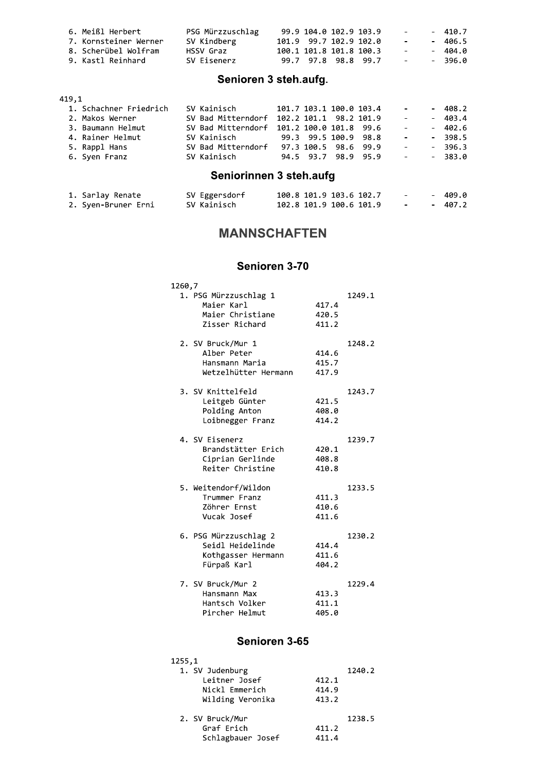| | | | | | | | | |
|---|---|---|---|---|---|---|---|---|
| 6. Meißl Herbert | PSG Mürzzuschlag | 99.9 | 104.0 | 102.9 | 103.9 | - | - | 410.7 |
| 7. Kornsteiner Werner | SV Kindberg | 101.9 | 99.7 | 102.9 | 102.0 | - | - | 406.5 |
| 8. Scherübel Wolfram | HSSV Graz | 100.1 | 101.8 | 101.8 | 100.3 | - | - | 404.0 |
| 9. Kastl Reinhard | SV Eisenerz | 99.7 | 97.8 | 98.8 | 99.7 | - | - | 396.0 |

## Senioren 3 steh.aufg.

419,1

| | | | | | | | | |
|---|---|---|---|---|---|---|---|---|
| 1. Schachner Friedrich | SV Kainisch | 101.7 | 103.1 | 100.0 | 103.4 | - | - | 408.2 |
| 2. Makos Werner | SV Bad Mitterndorf | 102.2 | 101.1 | 98.2 | 101.9 | - | - | 403.4 |
| 3. Baumann Helmut | SV Bad Mitterndorf | 101.2 | 100.0 | 101.8 | 99.6 | - | - | 402.6 |
| 4. Rainer Helmut | SV Kainisch | 99.3 | 99.5 | 100.9 | 98.8 | - | - | 398.5 |
| 5. Rappl Hans | SV Bad Mitterndorf | 97.3 | 100.5 | 98.6 | 99.9 | - | - | 396.3 |
| 6. Syen Franz | SV Kainisch | 94.5 | 93.7 | 98.9 | 95.9 | - | - | 383.0 |

## Seniorinnen 3 steh.aufg

| | | | | | | | | |
|---|---|---|---|---|---|---|---|---|
| 1. Sarlay Renate | SV Eggersdorf | 100.8 | 101.9 | 103.6 | 102.7 | - | - | 409.0 |
| 2. Syen-Bruner Erni | SV Kainisch | 102.8 | 101.9 | 100.6 | 101.9 | - | - | 407.2 |

# MANNSCHAFTEN

## Senioren 3-70

1260,7

| | | |
|---|---|---|
| 1. PSG Mürzzuschlag 1 | | 1249.1 |
| Maier Karl | 417.4 | |
| Maier Christiane | 420.5 | |
| Zisser Richard | 411.2 | |
| 2. SV Bruck/Mur 1 | | 1248.2 |
| Alber Peter | 414.6 | |
| Hansmann Maria | 415.7 | |
| Wetzelhütter Hermann | 417.9 | |
| 3. SV Knittelfeld | | 1243.7 |
| Leitgeb Günter | 421.5 | |
| Polding Anton | 408.0 | |
| Loibnegger Franz | 414.2 | |
| 4. SV Eisenerz | | 1239.7 |
| Brandstätter Erich | 420.1 | |
| Ciprian Gerlinde | 408.8 | |
| Reiter Christine | 410.8 | |
| 5. Weitendorf/Wildon | | 1233.5 |
| Trummer Franz | 411.3 | |
| Zöhrer Ernst | 410.6 | |
| Vucak Josef | 411.6 | |
| 6. PSG Mürzzuschlag 2 | | 1230.2 |
| Seidl Heidelinde | 414.4 | |
| Kothgasser Hermann | 411.6 | |
| Fürpaß Karl | 404.2 | |
| 7. SV Bruck/Mur 2 | | 1229.4 |
| Hansmann Max | 413.3 | |
| Hantsch Volker | 411.1 | |
| Pircher Helmut | 405.0 | |

## Senioren 3-65

1255,1

| | | |
|---|---|---|
| 1. SV Judenburg | | 1240.2 |
| Leitner Josef | 412.1 | |
| Nickl Emmerich | 414.9 | |
| Wilding Veronika | 413.2 | |
| 2. SV Bruck/Mur | | 1238.5 |
| Graf Erich | 411.2 | |
| Schlagbauer Josef | 411.4 | |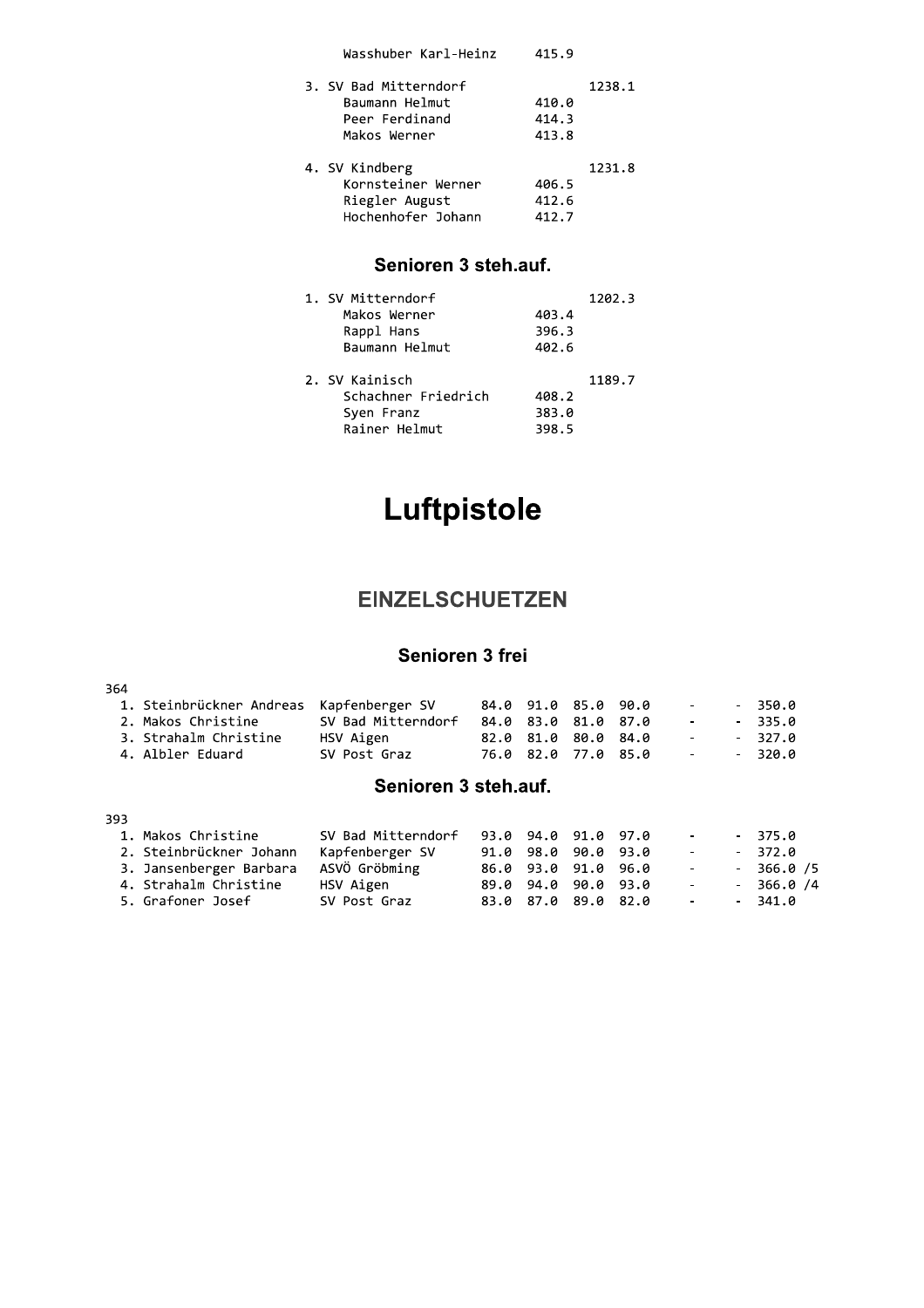Wasshuber Karl-Heinz 415.9

| | | |
|---|---|---|
| 3. SV Bad Mitterndorf | | 1238.1 |
| Baumann Helmut | 410.0 | |
| Peer Ferdinand | 414.3 | |
| Makos Werner | 413.8 | |
| 4. SV Kindberg | | 1231.8 |
| Kornsteiner Werner | 406.5 | |
| Riegler August | 412.6 | |
| Hochenhofer Johann | 412.7 | |

### Senioren 3 steh.auf.

| | | |
|---|---|---|
| 1. SV Mitterndorf | | 1202.3 |
| Makos Werner | 403.4 | |
| Rappl Hans | 396.3 | |
| Baumann Helmut | 402.6 | |
| 2. SV Kainisch | | 1189.7 |
| Schachner Friedrich | 408.2 | |
| Syen Franz | 383.0 | |
| Rainer Helmut | 398.5 | |

# Luftpistole

## EINZELSCHUETZEN

### Senioren 3 frei

364

| | | | | | | | | |
|---|---|---|---|---|---|---|---|---|
| 1. Steinbrückner Andreas | Kapfenberger SV | 84.0 | 91.0 | 85.0 | 90.0 | - | - | 350.0 |
| 2. Makos Christine | SV Bad Mitterndorf | 84.0 | 83.0 | 81.0 | 87.0 | - | - | 335.0 |
| 3. Strahalm Christine | HSV Aigen | 82.0 | 81.0 | 80.0 | 84.0 | - | - | 327.0 |
| 4. Albler Eduard | SV Post Graz | 76.0 | 82.0 | 77.0 | 85.0 | - | - | 320.0 |

### Senioren 3 steh.auf.

393

| | | | | | | | | |
|---|---|---|---|---|---|---|---|---|
| 1. Makos Christine | SV Bad Mitterndorf | 93.0 | 94.0 | 91.0 | 97.0 | - | - | 375.0 |
| 2. Steinbrückner Johann | Kapfenberger SV | 91.0 | 98.0 | 90.0 | 93.0 | - | - | 372.0 |
| 3. Jansenberger Barbara | ASVÖ Gröbming | 86.0 | 93.0 | 91.0 | 96.0 | - | - | 366.0 /5 |
| 4. Strahalm Christine | HSV Aigen | 89.0 | 94.0 | 90.0 | 93.0 | - | - | 366.0 /4 |
| 5. Grafoner Josef | SV Post Graz | 83.0 | 87.0 | 89.0 | 82.0 | - | - | 341.0 |